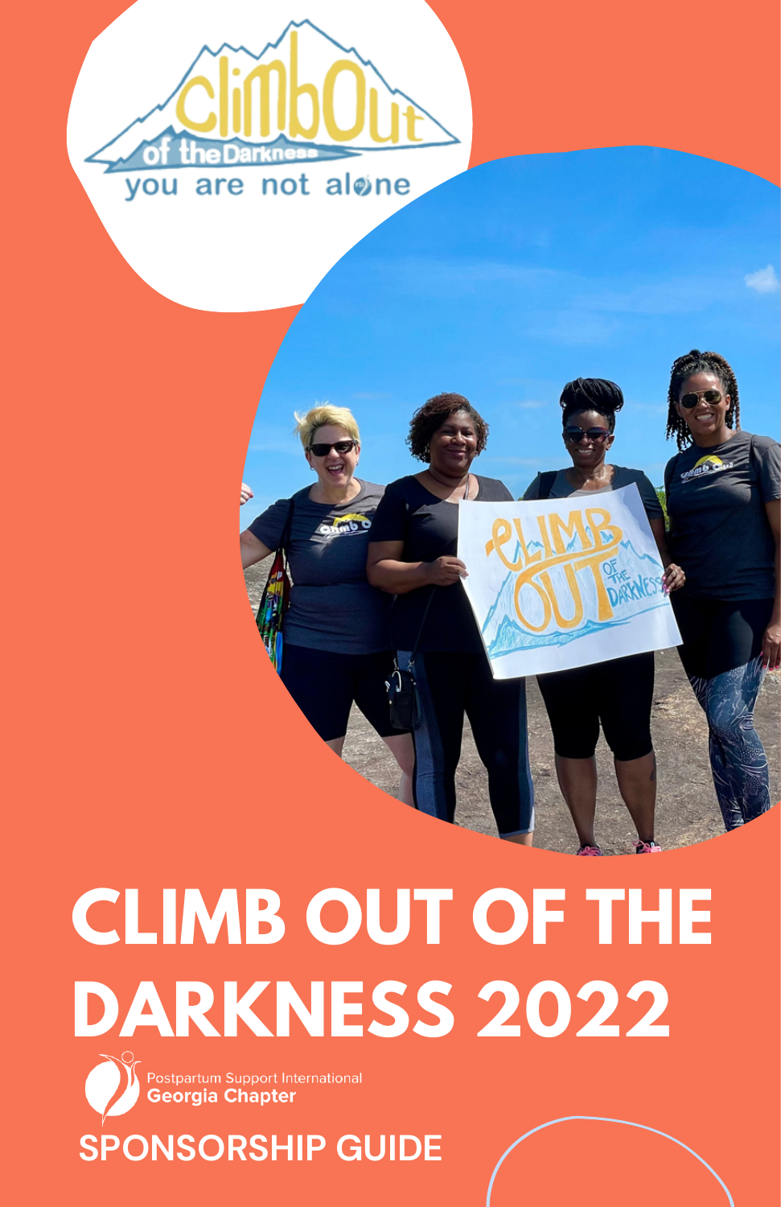climbOut of the Darkness

you are not alone

# CLIMB OUT OF THE DARKNESS 2022

Postpartum Support International
**Georgia Chapter**

## SPONSORSHIP GUIDE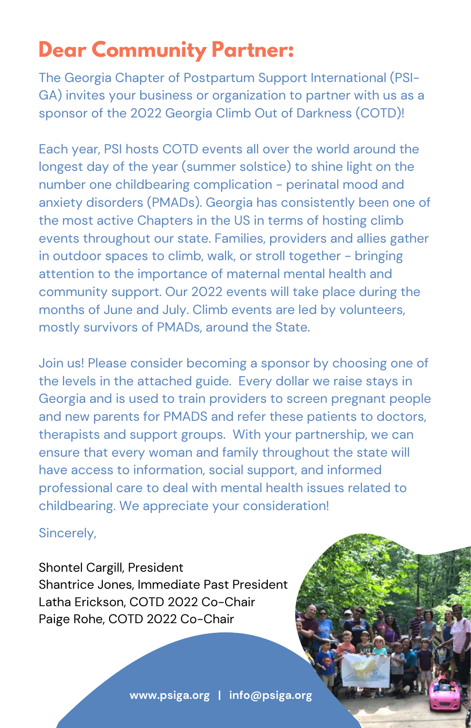# Dear Community Partner:

The Georgia Chapter of Postpartum Support International (PSI-GA) invites your business or organization to partner with us as a sponsor of the 2022 Georgia Climb Out of Darkness (COTD)!

Each year, PSI hosts COTD events all over the world around the longest day of the year (summer solstice) to shine light on the number one childbearing complication - perinatal mood and anxiety disorders (PMADs). Georgia has consistently been one of the most active Chapters in the US in terms of hosting climb events throughout our state. Families, providers and allies gather in outdoor spaces to climb, walk, or stroll together - bringing attention to the importance of maternal mental health and community support. Our 2022 events will take place during the months of June and July. Climb events are led by volunteers, mostly survivors of PMADs, around the State.

Join us! Please consider becoming a sponsor by choosing one of the levels in the attached guide. Every dollar we raise stays in Georgia and is used to train providers to screen pregnant people and new parents for PMADS and refer these patients to doctors, therapists and support groups. With your partnership, we can ensure that every woman and family throughout the state will have access to information, social support, and informed professional care to deal with mental health issues related to childbearing. We appreciate your consideration!

Sincerely,

Shontel Cargill, President
Shantrice Jones, Immediate Past President
Latha Erickson, COTD 2022 Co-Chair
Paige Rohe, COTD 2022 Co-Chair

**www.psiga.org | info@psiga.org**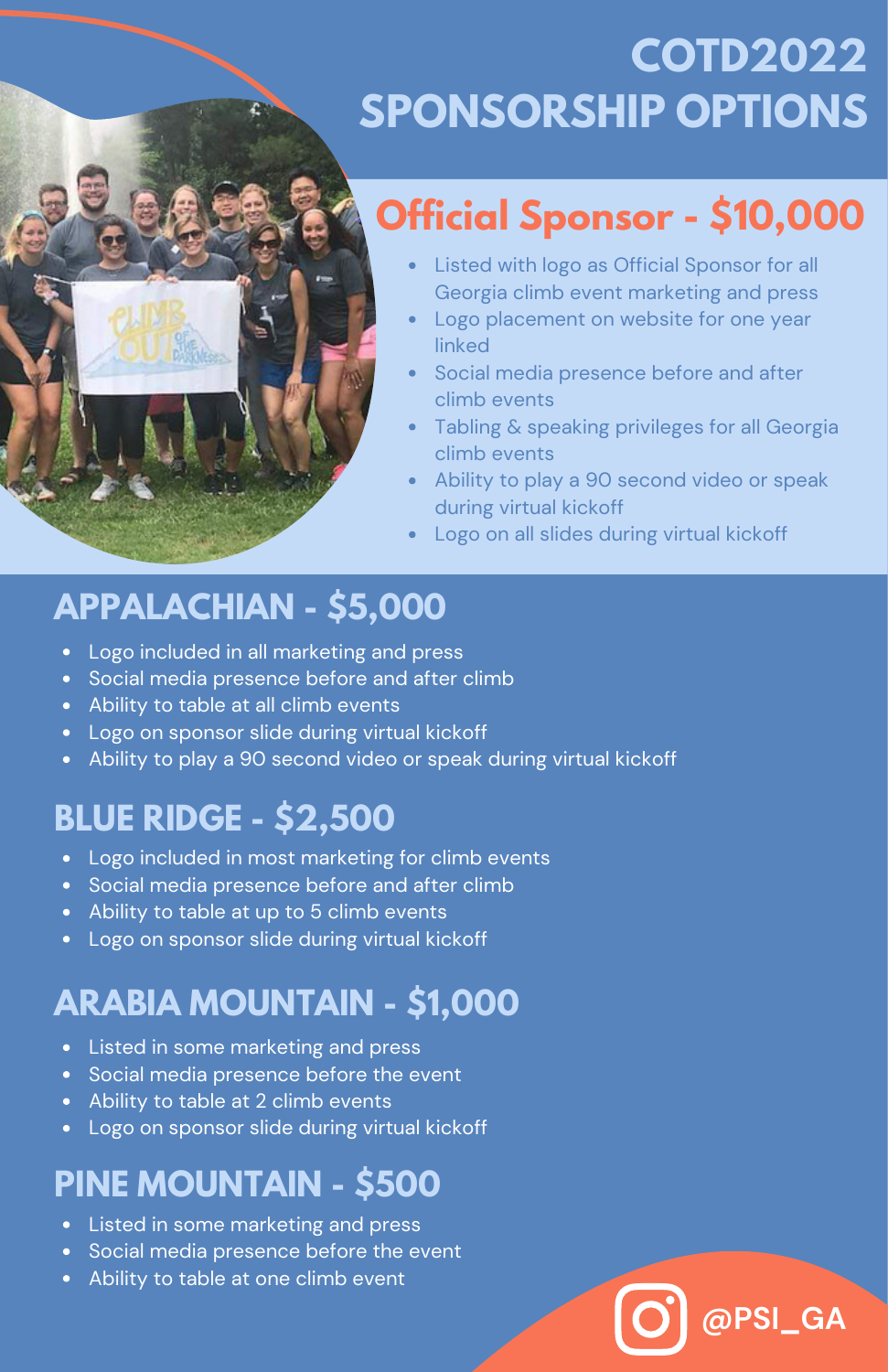# COTD2022 SPONSORSHIP OPTIONS

## Official Sponsor - $10,000

- Listed with logo as Official Sponsor for all Georgia climb event marketing and press
- Logo placement on website for one year linked
- Social media presence before and after climb events
- Tabling & speaking privileges for all Georgia climb events
- Ability to play a 90 second video or speak during virtual kickoff
- Logo on all slides during virtual kickoff

## APPALACHIAN - $5,000

- Logo included in all marketing and press
- Social media presence before and after climb
- Ability to table at all climb events
- Logo on sponsor slide during virtual kickoff
- Ability to play a 90 second video or speak during virtual kickoff

## BLUE RIDGE - $2,500

- Logo included in most marketing for climb events
- Social media presence before and after climb
- Ability to table at up to 5 climb events
- Logo on sponsor slide during virtual kickoff

## ARABIA MOUNTAIN - $1,000

- Listed in some marketing and press
- Social media presence before the event
- Ability to table at 2 climb events
- Logo on sponsor slide during virtual kickoff

## PINE MOUNTAIN - $500

- Listed in some marketing and press
- Social media presence before the event
- Ability to table at one climb event

@PSI_GA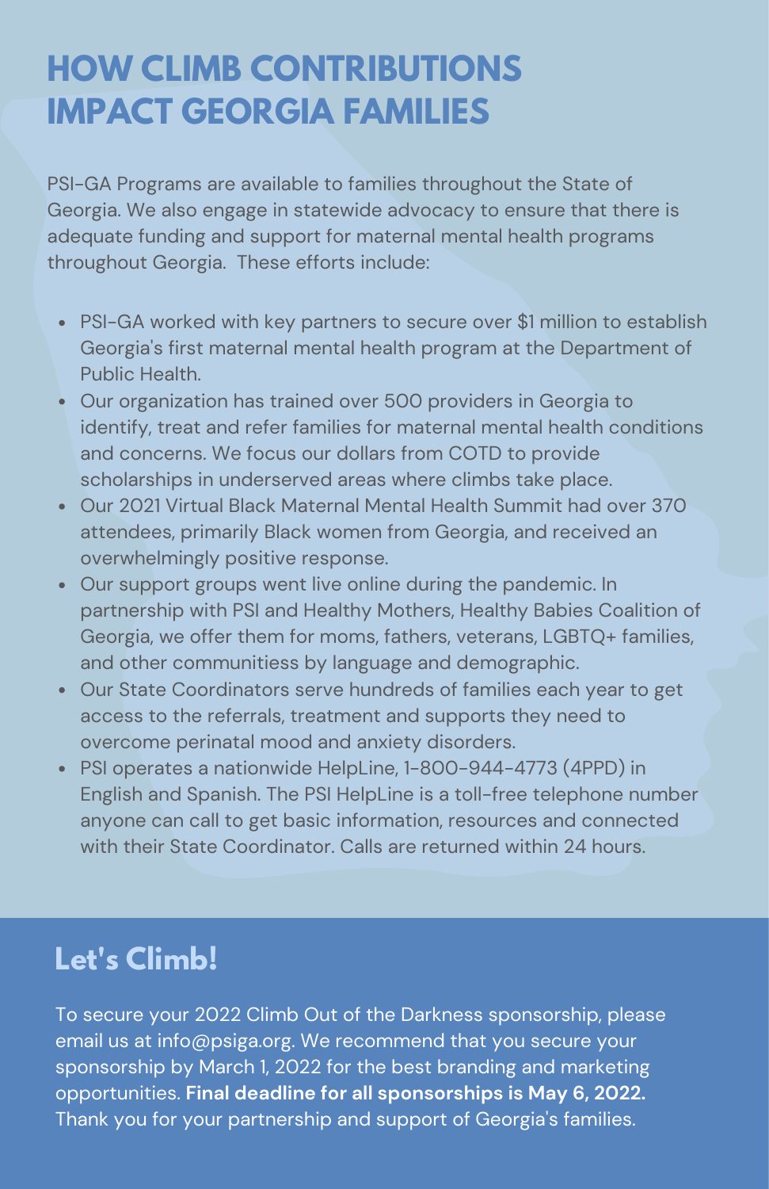# HOW CLIMB CONTRIBUTIONS IMPACT GEORGIA FAMILIES

PSI-GA Programs are available to families throughout the State of Georgia. We also engage in statewide advocacy to ensure that there is adequate funding and support for maternal mental health programs throughout Georgia. These efforts include:

- PSI-GA worked with key partners to secure over $1 million to establish Georgia's first maternal mental health program at the Department of Public Health.
- Our organization has trained over 500 providers in Georgia to identify, treat and refer families for maternal mental health conditions and concerns. We focus our dollars from COTD to provide scholarships in underserved areas where climbs take place.
- Our 2021 Virtual Black Maternal Mental Health Summit had over 370 attendees, primarily Black women from Georgia, and received an overwhelmingly positive response.
- Our support groups went live online during the pandemic. In partnership with PSI and Healthy Mothers, Healthy Babies Coalition of Georgia, we offer them for moms, fathers, veterans, LGBTQ+ families, and other communitiess by language and demographic.
- Our State Coordinators serve hundreds of families each year to get access to the referrals, treatment and supports they need to overcome perinatal mood and anxiety disorders.
- PSI operates a nationwide HelpLine, 1-800-944-4773 (4PPD) in English and Spanish. The PSI HelpLine is a toll-free telephone number anyone can call to get basic information, resources and connected with their State Coordinator. Calls are returned within 24 hours.

## Let's Climb!

To secure your 2022 Climb Out of the Darkness sponsorship, please email us at info@psiga.org. We recommend that you secure your sponsorship by March 1, 2022 for the best branding and marketing opportunities. **Final deadline for all sponsorships is May 6, 2022.** Thank you for your partnership and support of Georgia's families.